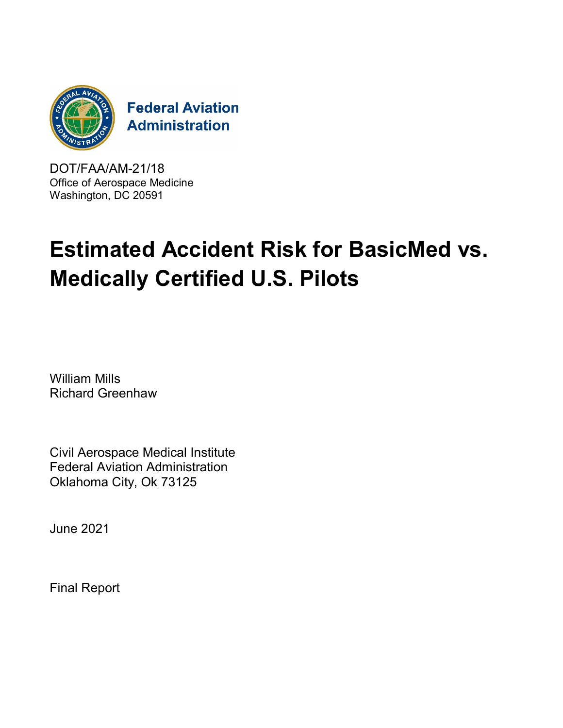Federal Aviation Administration

DOT/FAA/AM-21/18
Office of Aerospace Medicine
Washington, DC 20591

# Estimated Accident Risk for BasicMed vs. Medically Certified U.S. Pilots

William Mills
Richard Greenhaw

Civil Aerospace Medical Institute
Federal Aviation Administration
Oklahoma City, Ok 73125

June 2021

Final Report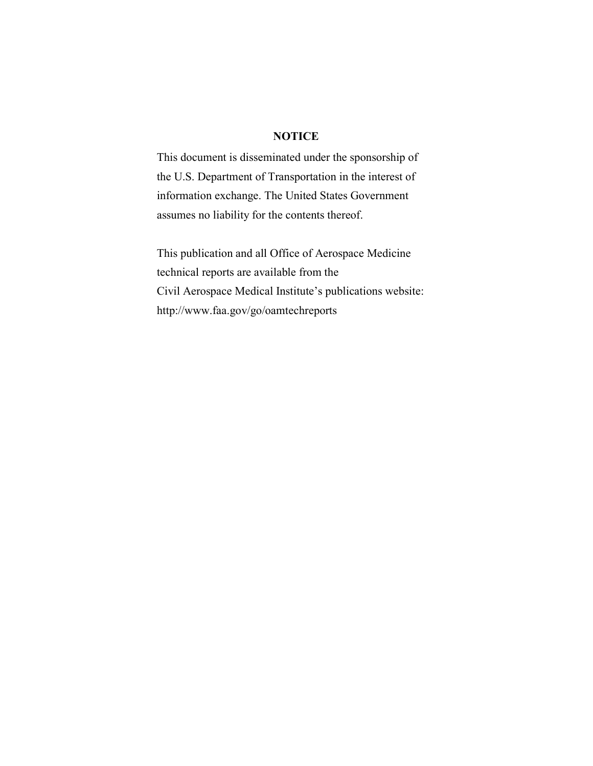## NOTICE

This document is disseminated under the sponsorship of the U.S. Department of Transportation in the interest of information exchange. The United States Government assumes no liability for the contents thereof.

This publication and all Office of Aerospace Medicine technical reports are available from the Civil Aerospace Medical Institute's publications website: http://www.faa.gov/go/oamtechreports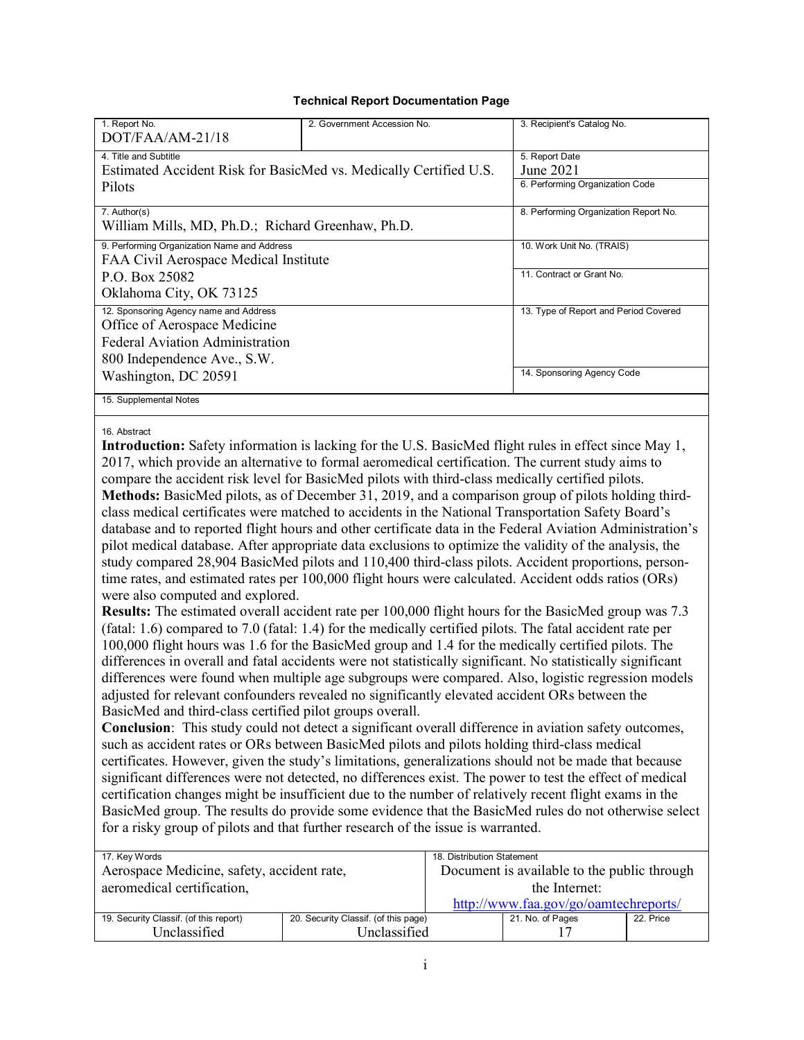**Technical Report Documentation Page**

| 1. Report No. | 2. Government Accession No. | 3. Recipient's Catalog No. |
|---|---|---|
| DOT/FAA/AM-21/18 | | |
| 4. Title and Subtitle<br>Estimated Accident Risk for BasicMed vs. Medically Certified U.S. Pilots | | 5. Report Date<br>June 2021<br>6. Performing Organization Code |
| 7. Author(s)<br>William Mills, MD, Ph.D.; Richard Greenhaw, Ph.D. | | 8. Performing Organization Report No. |
| 9. Performing Organization Name and Address<br>FAA Civil Aerospace Medical Institute<br>P.O. Box 25082<br>Oklahoma City, OK 73125 | | 10. Work Unit No. (TRAIS)<br>11. Contract or Grant No. |
| 12. Sponsoring Agency name and Address<br>Office of Aerospace Medicine<br>Federal Aviation Administration<br>800 Independence Ave., S.W.<br>Washington, DC 20591 | | 13. Type of Report and Period Covered<br>14. Sponsoring Agency Code |
| 15. Supplemental Notes | | |

16. Abstract

**Introduction:** Safety information is lacking for the U.S. BasicMed flight rules in effect since May 1, 2017, which provide an alternative to formal aeromedical certification. The current study aims to compare the accident risk level for BasicMed pilots with third-class medically certified pilots.
**Methods:** BasicMed pilots, as of December 31, 2019, and a comparison group of pilots holding third-class medical certificates were matched to accidents in the National Transportation Safety Board's database and to reported flight hours and other certificate data in the Federal Aviation Administration's pilot medical database. After appropriate data exclusions to optimize the validity of the analysis, the study compared 28,904 BasicMed pilots and 110,400 third-class pilots. Accident proportions, person-time rates, and estimated rates per 100,000 flight hours were calculated. Accident odds ratios (ORs) were also computed and explored.
**Results:** The estimated overall accident rate per 100,000 flight hours for the BasicMed group was 7.3 (fatal: 1.6) compared to 7.0 (fatal: 1.4) for the medically certified pilots. The fatal accident rate per 100,000 flight hours was 1.6 for the BasicMed group and 1.4 for the medically certified pilots. The differences in overall and fatal accidents were not statistically significant. No statistically significant differences were found when multiple age subgroups were compared. Also, logistic regression models adjusted for relevant confounders revealed no significantly elevated accident ORs between the BasicMed and third-class certified pilot groups overall.
**Conclusion**: This study could not detect a significant overall difference in aviation safety outcomes, such as accident rates or ORs between BasicMed pilots and pilots holding third-class medical certificates. However, given the study's limitations, generalizations should not be made that because significant differences were not detected, no differences exist. The power to test the effect of medical certification changes might be insufficient due to the number of relatively recent flight exams in the BasicMed group. The results do provide some evidence that the BasicMed rules do not otherwise select for a risky group of pilots and that further research of the issue is warranted.

| 17. Key Words | | 18. Distribution Statement | |
|---|---|---|---|
| Aerospace Medicine, safety, accident rate, aeromedical certification, | | Document is available to the public through the Internet:<br>http://www.faa.gov/go/oamtechreports/ | |
| 19. Security Classif. (of this report) | 20. Security Classif. (of this page) | 21. No. of Pages | 22. Price |
| Unclassified | Unclassified | 17 | |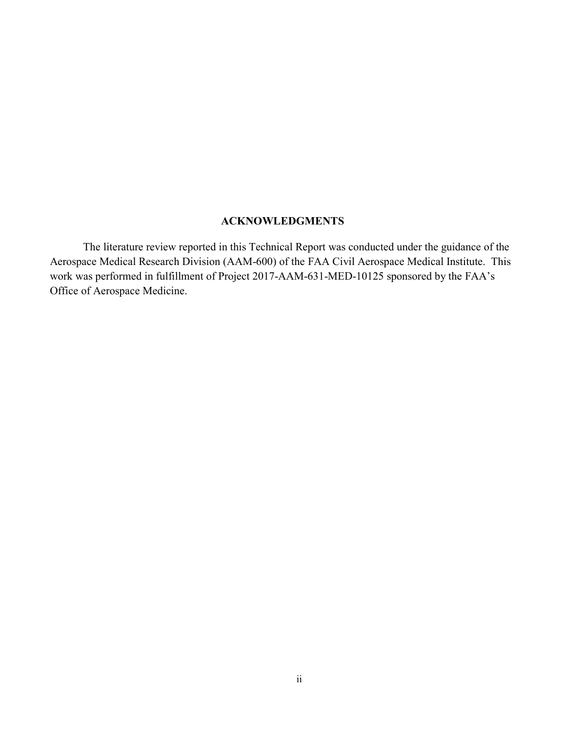## ACKNOWLEDGMENTS

The literature review reported in this Technical Report was conducted under the guidance of the Aerospace Medical Research Division (AAM-600) of the FAA Civil Aerospace Medical Institute. This work was performed in fulfillment of Project 2017-AAM-631-MED-10125 sponsored by the FAA's Office of Aerospace Medicine.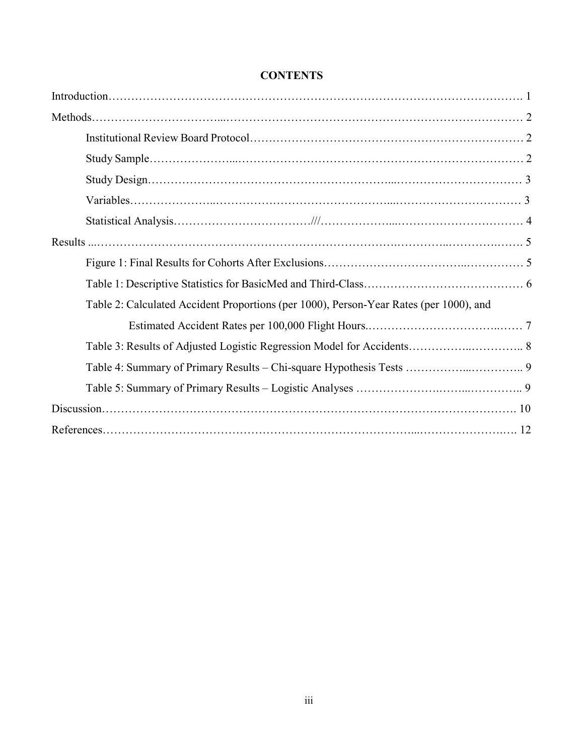**CONTENTS**

Introduction……………………………………………………………………………………………. 1

Methods…………………………………………………………………………………………………. 2

Institutional Review Board Protocol…………………………………………………………… 2

Study Sample…………………………………………………………………………………… 2

Study Design……………………………………………………………………………………… 3

Variables…………………………………………………………………………………………… 3

Statistical Analysis………………………………///…………………………………………… 4

Results ...………………………………………………………………………………………………. 5

Figure 1: Final Results for Cohorts After Exclusions…………………………………………… 5

Table 1: Descriptive Statistics for BasicMed and Third-Class…………………………………… 6

Table 2: Calculated Accident Proportions (per 1000), Person-Year Rates (per 1000), and Estimated Accident Rates per 100,000 Flight Hours.……………………………………… 7

Table 3: Results of Adjusted Logistic Regression Model for Accidents……………………….. 8

Table 4: Summary of Primary Results – Chi-square Hypothesis Tests ……………………….. 9

Table 5: Summary of Primary Results – Logistic Analyses ……………………………….. 9

Discussion………………………………………………………………………………………………. 10

References………………………………………………………………………………………………. 12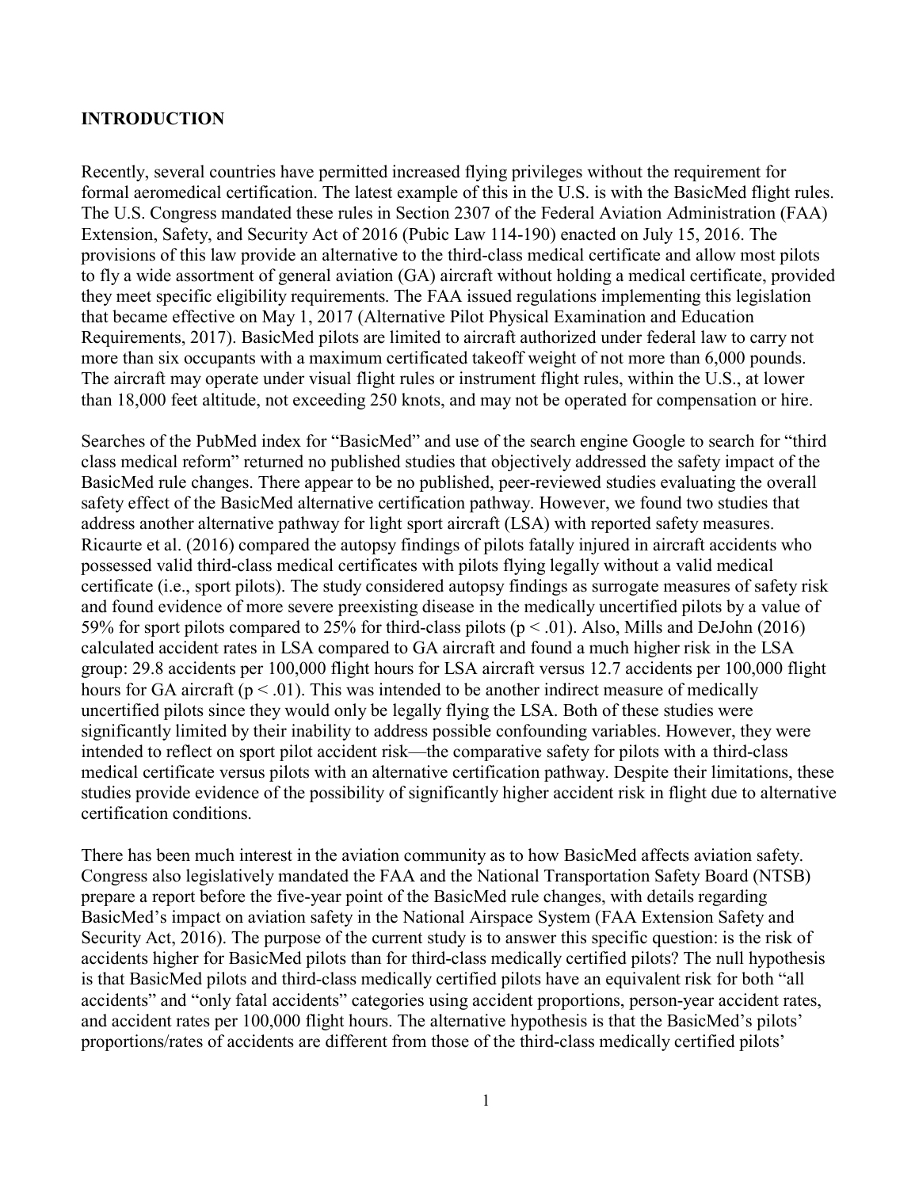## INTRODUCTION

Recently, several countries have permitted increased flying privileges without the requirement for formal aeromedical certification. The latest example of this in the U.S. is with the BasicMed flight rules. The U.S. Congress mandated these rules in Section 2307 of the Federal Aviation Administration (FAA) Extension, Safety, and Security Act of 2016 (Pubic Law 114-190) enacted on July 15, 2016. The provisions of this law provide an alternative to the third-class medical certificate and allow most pilots to fly a wide assortment of general aviation (GA) aircraft without holding a medical certificate, provided they meet specific eligibility requirements. The FAA issued regulations implementing this legislation that became effective on May 1, 2017 (Alternative Pilot Physical Examination and Education Requirements, 2017). BasicMed pilots are limited to aircraft authorized under federal law to carry not more than six occupants with a maximum certificated takeoff weight of not more than 6,000 pounds. The aircraft may operate under visual flight rules or instrument flight rules, within the U.S., at lower than 18,000 feet altitude, not exceeding 250 knots, and may not be operated for compensation or hire.

Searches of the PubMed index for "BasicMed" and use of the search engine Google to search for "third class medical reform" returned no published studies that objectively addressed the safety impact of the BasicMed rule changes. There appear to be no published, peer-reviewed studies evaluating the overall safety effect of the BasicMed alternative certification pathway. However, we found two studies that address another alternative pathway for light sport aircraft (LSA) with reported safety measures. Ricaurte et al. (2016) compared the autopsy findings of pilots fatally injured in aircraft accidents who possessed valid third-class medical certificates with pilots flying legally without a valid medical certificate (i.e., sport pilots). The study considered autopsy findings as surrogate measures of safety risk and found evidence of more severe preexisting disease in the medically uncertified pilots by a value of 59% for sport pilots compared to 25% for third-class pilots ($p < .01$). Also, Mills and DeJohn (2016) calculated accident rates in LSA compared to GA aircraft and found a much higher risk in the LSA group: 29.8 accidents per 100,000 flight hours for LSA aircraft versus 12.7 accidents per 100,000 flight hours for GA aircraft ($p < .01$). This was intended to be another indirect measure of medically uncertified pilots since they would only be legally flying the LSA. Both of these studies were significantly limited by their inability to address possible confounding variables. However, they were intended to reflect on sport pilot accident risk—the comparative safety for pilots with a third-class medical certificate versus pilots with an alternative certification pathway. Despite their limitations, these studies provide evidence of the possibility of significantly higher accident risk in flight due to alternative certification conditions.

There has been much interest in the aviation community as to how BasicMed affects aviation safety. Congress also legislatively mandated the FAA and the National Transportation Safety Board (NTSB) prepare a report before the five-year point of the BasicMed rule changes, with details regarding BasicMed's impact on aviation safety in the National Airspace System (FAA Extension Safety and Security Act, 2016). The purpose of the current study is to answer this specific question: is the risk of accidents higher for BasicMed pilots than for third-class medically certified pilots? The null hypothesis is that BasicMed pilots and third-class medically certified pilots have an equivalent risk for both "all accidents" and "only fatal accidents" categories using accident proportions, person-year accident rates, and accident rates per 100,000 flight hours. The alternative hypothesis is that the BasicMed's pilots' proportions/rates of accidents are different from those of the third-class medically certified pilots'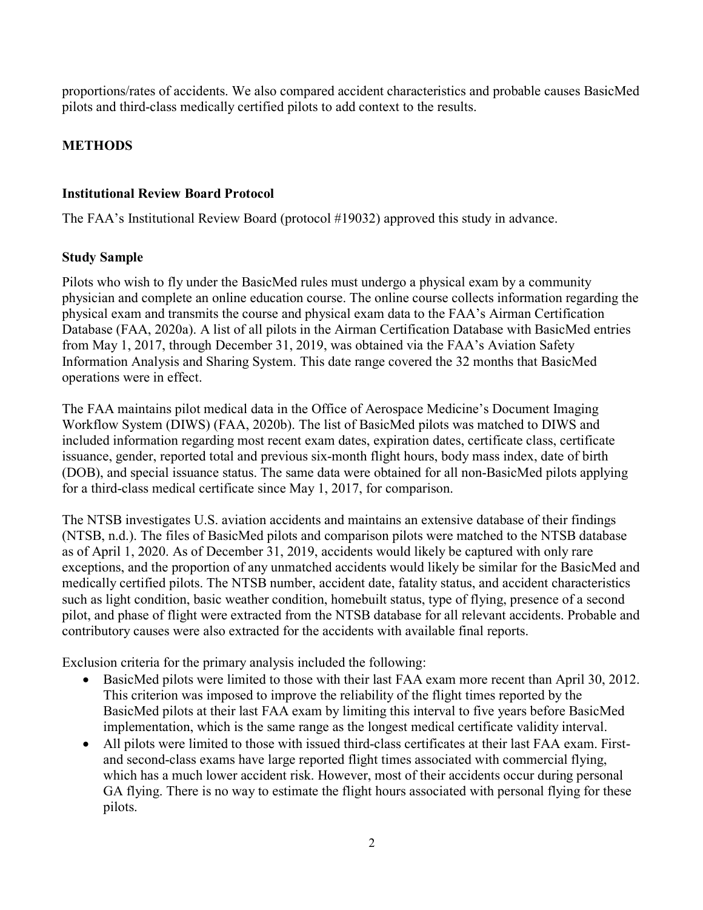proportions/rates of accidents. We also compared accident characteristics and probable causes BasicMed pilots and third-class medically certified pilots to add context to the results.

## METHODS

### Institutional Review Board Protocol

The FAA's Institutional Review Board (protocol #19032) approved this study in advance.

### Study Sample

Pilots who wish to fly under the BasicMed rules must undergo a physical exam by a community physician and complete an online education course. The online course collects information regarding the physical exam and transmits the course and physical exam data to the FAA's Airman Certification Database (FAA, 2020a). A list of all pilots in the Airman Certification Database with BasicMed entries from May 1, 2017, through December 31, 2019, was obtained via the FAA's Aviation Safety Information Analysis and Sharing System. This date range covered the 32 months that BasicMed operations were in effect.

The FAA maintains pilot medical data in the Office of Aerospace Medicine's Document Imaging Workflow System (DIWS) (FAA, 2020b). The list of BasicMed pilots was matched to DIWS and included information regarding most recent exam dates, expiration dates, certificate class, certificate issuance, gender, reported total and previous six-month flight hours, body mass index, date of birth (DOB), and special issuance status. The same data were obtained for all non-BasicMed pilots applying for a third-class medical certificate since May 1, 2017, for comparison.

The NTSB investigates U.S. aviation accidents and maintains an extensive database of their findings (NTSB, n.d.). The files of BasicMed pilots and comparison pilots were matched to the NTSB database as of April 1, 2020. As of December 31, 2019, accidents would likely be captured with only rare exceptions, and the proportion of any unmatched accidents would likely be similar for the BasicMed and medically certified pilots. The NTSB number, accident date, fatality status, and accident characteristics such as light condition, basic weather condition, homebuilt status, type of flying, presence of a second pilot, and phase of flight were extracted from the NTSB database for all relevant accidents. Probable and contributory causes were also extracted for the accidents with available final reports.

Exclusion criteria for the primary analysis included the following:

- BasicMed pilots were limited to those with their last FAA exam more recent than April 30, 2012. This criterion was imposed to improve the reliability of the flight times reported by the BasicMed pilots at their last FAA exam by limiting this interval to five years before BasicMed implementation, which is the same range as the longest medical certificate validity interval.
- All pilots were limited to those with issued third-class certificates at their last FAA exam. First- and second-class exams have large reported flight times associated with commercial flying, which has a much lower accident risk. However, most of their accidents occur during personal GA flying. There is no way to estimate the flight hours associated with personal flying for these pilots.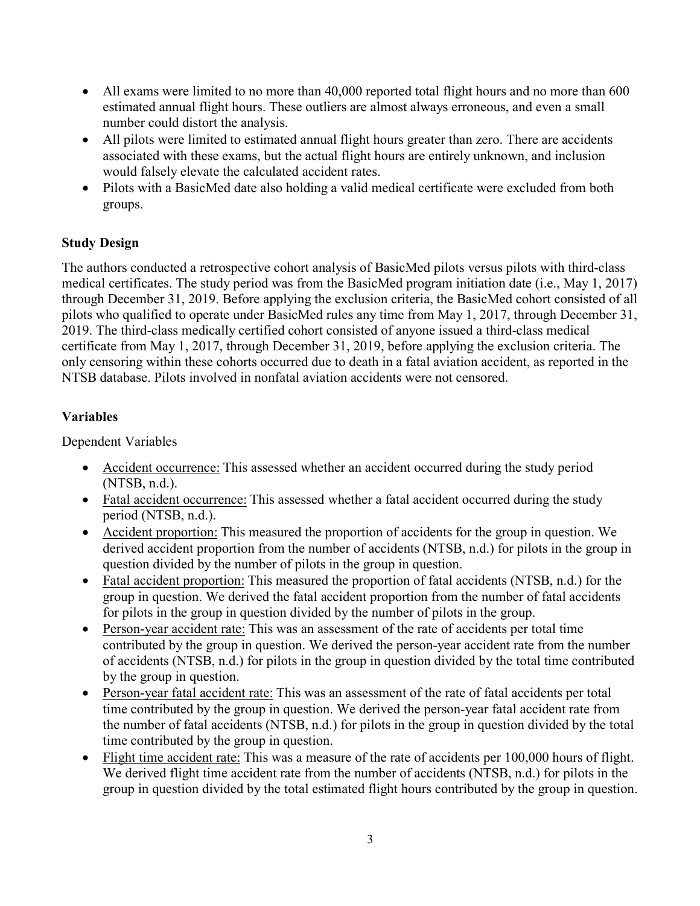- All exams were limited to no more than 40,000 reported total flight hours and no more than 600 estimated annual flight hours. These outliers are almost always erroneous, and even a small number could distort the analysis.
- All pilots were limited to estimated annual flight hours greater than zero. There are accidents associated with these exams, but the actual flight hours are entirely unknown, and inclusion would falsely elevate the calculated accident rates.
- Pilots with a BasicMed date also holding a valid medical certificate were excluded from both groups.

### Study Design

The authors conducted a retrospective cohort analysis of BasicMed pilots versus pilots with third-class medical certificates. The study period was from the BasicMed program initiation date (i.e., May 1, 2017) through December 31, 2019. Before applying the exclusion criteria, the BasicMed cohort consisted of all pilots who qualified to operate under BasicMed rules any time from May 1, 2017, through December 31, 2019. The third-class medically certified cohort consisted of anyone issued a third-class medical certificate from May 1, 2017, through December 31, 2019, before applying the exclusion criteria. The only censoring within these cohorts occurred due to death in a fatal aviation accident, as reported in the NTSB database. Pilots involved in nonfatal aviation accidents were not censored.

### Variables

Dependent Variables

- Accident occurrence: This assessed whether an accident occurred during the study period (NTSB, n.d.).
- Fatal accident occurrence: This assessed whether a fatal accident occurred during the study period (NTSB, n.d.).
- Accident proportion: This measured the proportion of accidents for the group in question. We derived accident proportion from the number of accidents (NTSB, n.d.) for pilots in the group in question divided by the number of pilots in the group in question.
- Fatal accident proportion: This measured the proportion of fatal accidents (NTSB, n.d.) for the group in question. We derived the fatal accident proportion from the number of fatal accidents for pilots in the group in question divided by the number of pilots in the group.
- Person-year accident rate: This was an assessment of the rate of accidents per total time contributed by the group in question. We derived the person-year accident rate from the number of accidents (NTSB, n.d.) for pilots in the group in question divided by the total time contributed by the group in question.
- Person-year fatal accident rate: This was an assessment of the rate of fatal accidents per total time contributed by the group in question. We derived the person-year fatal accident rate from the number of fatal accidents (NTSB, n.d.) for pilots in the group in question divided by the total time contributed by the group in question.
- Flight time accident rate: This was a measure of the rate of accidents per 100,000 hours of flight. We derived flight time accident rate from the number of accidents (NTSB, n.d.) for pilots in the group in question divided by the total estimated flight hours contributed by the group in question.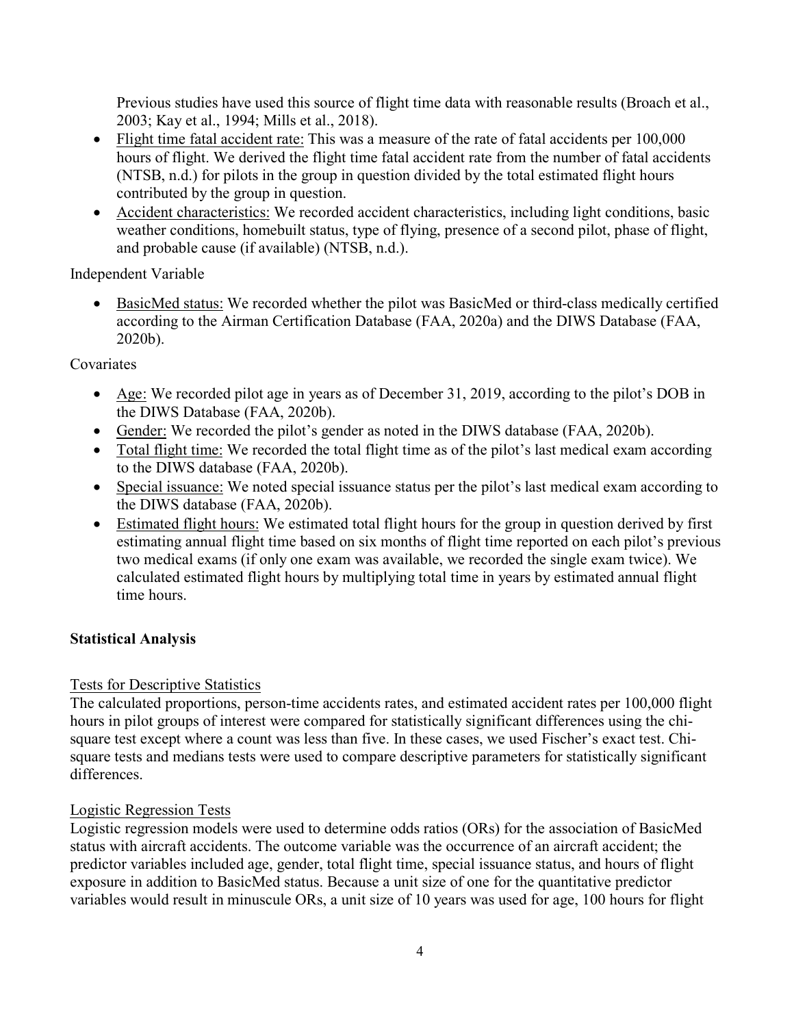Previous studies have used this source of flight time data with reasonable results (Broach et al., 2003; Kay et al., 1994; Mills et al., 2018).

- Flight time fatal accident rate: This was a measure of the rate of fatal accidents per 100,000 hours of flight. We derived the flight time fatal accident rate from the number of fatal accidents (NTSB, n.d.) for pilots in the group in question divided by the total estimated flight hours contributed by the group in question.
- Accident characteristics: We recorded accident characteristics, including light conditions, basic weather conditions, homebuilt status, type of flying, presence of a second pilot, phase of flight, and probable cause (if available) (NTSB, n.d.).

Independent Variable

- BasicMed status: We recorded whether the pilot was BasicMed or third-class medically certified according to the Airman Certification Database (FAA, 2020a) and the DIWS Database (FAA, 2020b).

Covariates

- Age: We recorded pilot age in years as of December 31, 2019, according to the pilot's DOB in the DIWS Database (FAA, 2020b).
- Gender: We recorded the pilot's gender as noted in the DIWS database (FAA, 2020b).
- Total flight time: We recorded the total flight time as of the pilot's last medical exam according to the DIWS database (FAA, 2020b).
- Special issuance: We noted special issuance status per the pilot's last medical exam according to the DIWS database (FAA, 2020b).
- Estimated flight hours: We estimated total flight hours for the group in question derived by first estimating annual flight time based on six months of flight time reported on each pilot's previous two medical exams (if only one exam was available, we recorded the single exam twice). We calculated estimated flight hours by multiplying total time in years by estimated annual flight time hours.

## Statistical Analysis

### Tests for Descriptive Statistics

The calculated proportions, person-time accidents rates, and estimated accident rates per 100,000 flight hours in pilot groups of interest were compared for statistically significant differences using the chi-square test except where a count was less than five. In these cases, we used Fischer's exact test. Chi-square tests and medians tests were used to compare descriptive parameters for statistically significant differences.

### Logistic Regression Tests

Logistic regression models were used to determine odds ratios (ORs) for the association of BasicMed status with aircraft accidents. The outcome variable was the occurrence of an aircraft accident; the predictor variables included age, gender, total flight time, special issuance status, and hours of flight exposure in addition to BasicMed status. Because a unit size of one for the quantitative predictor variables would result in minuscule ORs, a unit size of 10 years was used for age, 100 hours for flight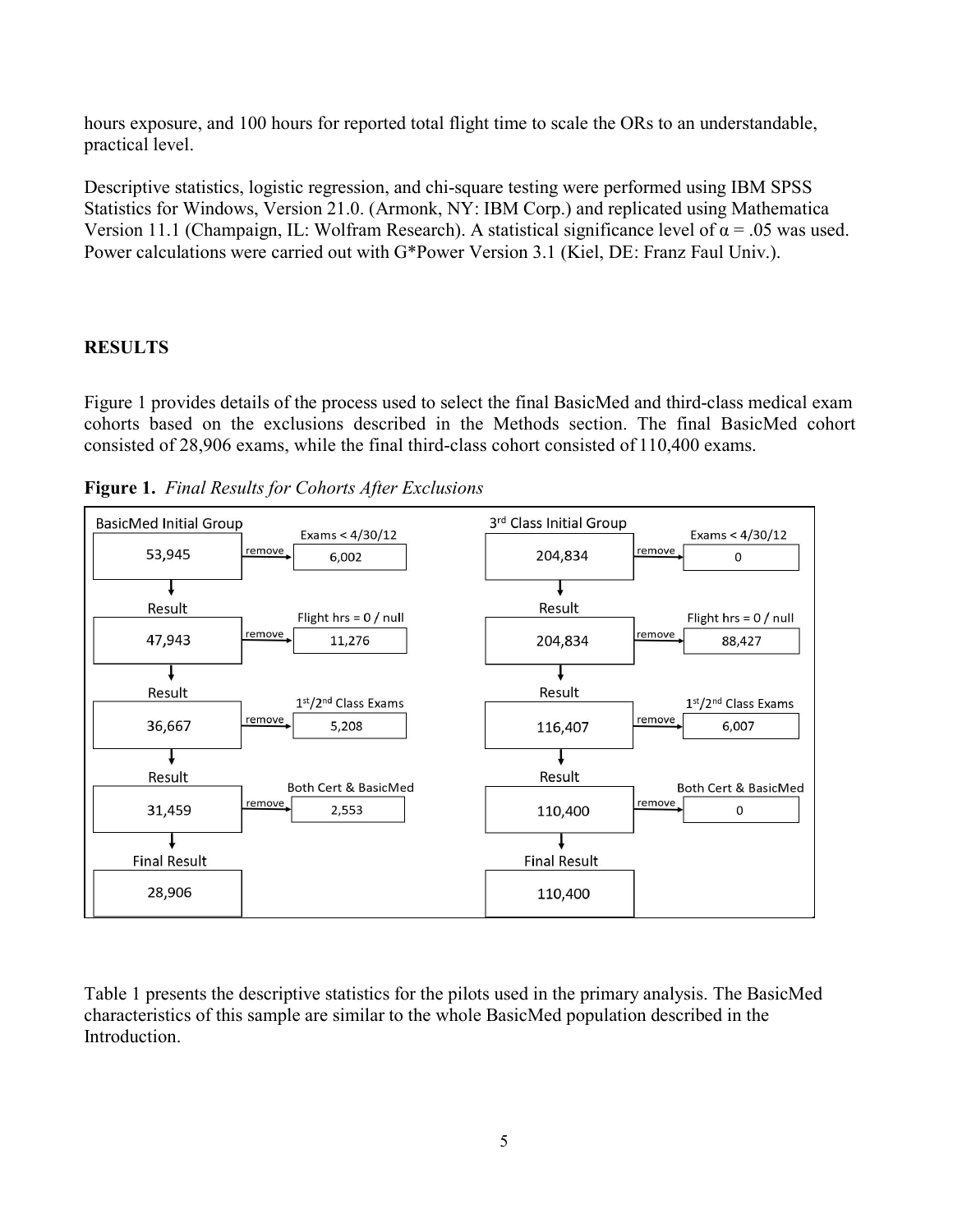hours exposure, and 100 hours for reported total flight time to scale the ORs to an understandable, practical level.

Descriptive statistics, logistic regression, and chi-square testing were performed using IBM SPSS Statistics for Windows, Version 21.0. (Armonk, NY: IBM Corp.) and replicated using Mathematica Version 11.1 (Champaign, IL: Wolfram Research). A statistical significance level of $\alpha = .05$ was used. Power calculations were carried out with G*Power Version 3.1 (Kiel, DE: Franz Faul Univ.).

## RESULTS

Figure 1 provides details of the process used to select the final BasicMed and third-class medical exam cohorts based on the exclusions described in the Methods section. The final BasicMed cohort consisted of 28,906 exams, while the final third-class cohort consisted of 110,400 exams.

**Figure 1.** *Final Results for Cohorts After Exclusions*

| Step | BasicMed | Removed (BasicMed) | 3rd Class | Removed (3rd Class) |
|---|---|---|---|---|
| Initial Group | 53,945 | Exams < 4/30/12: 6,002 | 204,834 | Exams < 4/30/12: 0 |
| Result | 47,943 | Flight hrs = 0 / null: 11,276 | 204,834 | Flight hrs = 0 / null: 88,427 |
| Result | 36,667 | 1st/2nd Class Exams: 5,208 | 116,407 | 1st/2nd Class Exams: 6,007 |
| Result | 31,459 | Both Cert & BasicMed: 2,553 | 110,400 | Both Cert & BasicMed: 0 |
| Final Result | 28,906 | | 110,400 | |

Table 1 presents the descriptive statistics for the pilots used in the primary analysis. The BasicMed characteristics of this sample are similar to the whole BasicMed population described in the Introduction.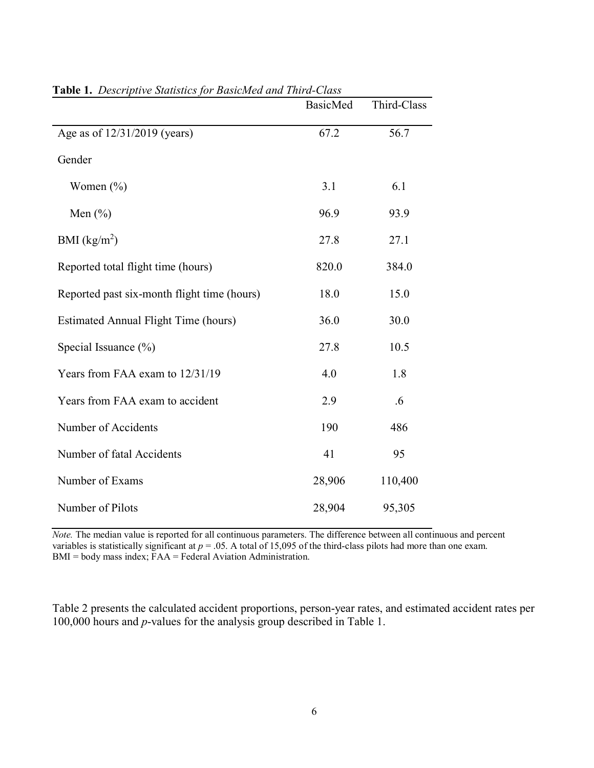**Table 1.** *Descriptive Statistics for BasicMed and Third-Class*

| | BasicMed | Third-Class |
|---|---|---|
| Age as of 12/31/2019 (years) | 67.2 | 56.7 |
| Gender | | |
| Women (%) | 3.1 | 6.1 |
| Men (%) | 96.9 | 93.9 |
| BMI ($kg/m^2$) | 27.8 | 27.1 |
| Reported total flight time (hours) | 820.0 | 384.0 |
| Reported past six-month flight time (hours) | 18.0 | 15.0 |
| Estimated Annual Flight Time (hours) | 36.0 | 30.0 |
| Special Issuance (%) | 27.8 | 10.5 |
| Years from FAA exam to 12/31/19 | 4.0 | 1.8 |
| Years from FAA exam to accident | 2.9 | .6 |
| Number of Accidents | 190 | 486 |
| Number of fatal Accidents | 41 | 95 |
| Number of Exams | 28,906 | 110,400 |
| Number of Pilots | 28,904 | 95,305 |

*Note.* The median value is reported for all continuous parameters. The difference between all continuous and percent variables is statistically significant at $p = .05$. A total of 15,095 of the third-class pilots had more than one exam. BMI = body mass index; FAA = Federal Aviation Administration.

Table 2 presents the calculated accident proportions, person-year rates, and estimated accident rates per 100,000 hours and *p*-values for the analysis group described in Table 1.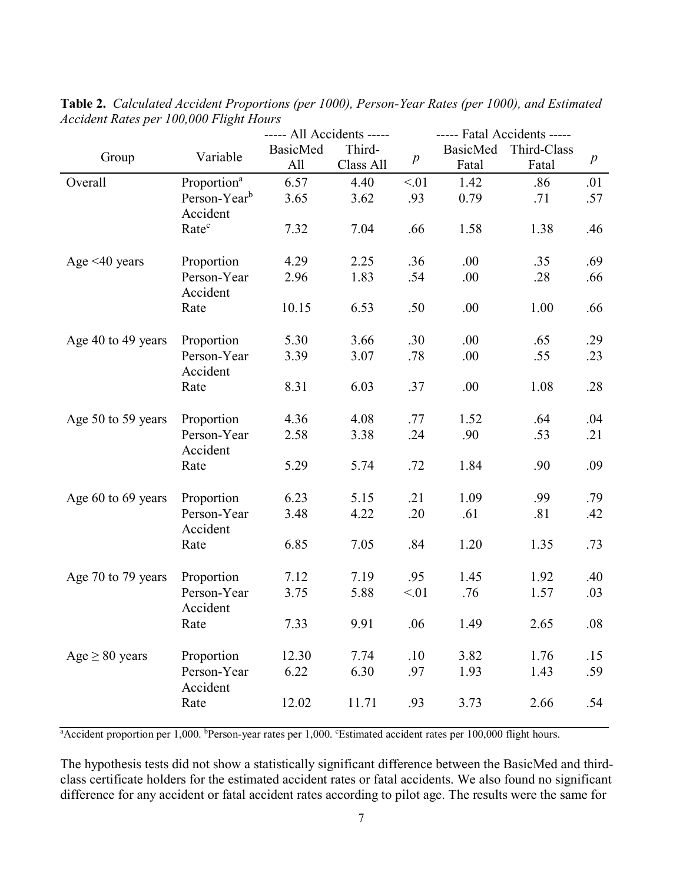**Table 2.** *Calculated Accident Proportions (per 1000), Person-Year Rates (per 1000), and Estimated Accident Rates per 100,000 Flight Hours*

| Group | Variable | ----- All Accidents ----- | | | ----- Fatal Accidents ----- | | |
|---|---|---|---|---|---|---|---|
| | | BasicMed All | Third-Class All | *p* | BasicMed Fatal | Third-Class Fatal | *p* |
| Overall | Proportion[a] | 6.57 | 4.40 | <.01 | 1.42 | .86 | .01 |
| | Person-Year[b] | 3.65 | 3.62 | .93 | 0.79 | .71 | .57 |
| | Accident Rate[c] | 7.32 | 7.04 | .66 | 1.58 | 1.38 | .46 |
| Age <40 years | Proportion | 4.29 | 2.25 | .36 | .00 | .35 | .69 |
| | Person-Year | 2.96 | 1.83 | .54 | .00 | .28 | .66 |
| | Accident Rate | 10.15 | 6.53 | .50 | .00 | 1.00 | .66 |
| Age 40 to 49 years | Proportion | 5.30 | 3.66 | .30 | .00 | .65 | .29 |
| | Person-Year | 3.39 | 3.07 | .78 | .00 | .55 | .23 |
| | Accident Rate | 8.31 | 6.03 | .37 | .00 | 1.08 | .28 |
| Age 50 to 59 years | Proportion | 4.36 | 4.08 | .77 | 1.52 | .64 | .04 |
| | Person-Year | 2.58 | 3.38 | .24 | .90 | .53 | .21 |
| | Accident Rate | 5.29 | 5.74 | .72 | 1.84 | .90 | .09 |
| Age 60 to 69 years | Proportion | 6.23 | 5.15 | .21 | 1.09 | .99 | .79 |
| | Person-Year | 3.48 | 4.22 | .20 | .61 | .81 | .42 |
| | Accident Rate | 6.85 | 7.05 | .84 | 1.20 | 1.35 | .73 |
| Age 70 to 79 years | Proportion | 7.12 | 7.19 | .95 | 1.45 | 1.92 | .40 |
| | Person-Year | 3.75 | 5.88 | <.01 | .76 | 1.57 | .03 |
| | Accident Rate | 7.33 | 9.91 | .06 | 1.49 | 2.65 | .08 |
| Age ≥ 80 years | Proportion | 12.30 | 7.74 | .10 | 3.82 | 1.76 | .15 |
| | Person-Year | 6.22 | 6.30 | .97 | 1.93 | 1.43 | .59 |
| | Accident Rate | 12.02 | 11.71 | .93 | 3.73 | 2.66 | .54 |

[a]Accident proportion per 1,000. [b]Person-year rates per 1,000. [c]Estimated accident rates per 100,000 flight hours.

The hypothesis tests did not show a statistically significant difference between the BasicMed and third-class certificate holders for the estimated accident rates or fatal accidents. We also found no significant difference for any accident or fatal accident rates according to pilot age. The results were the same for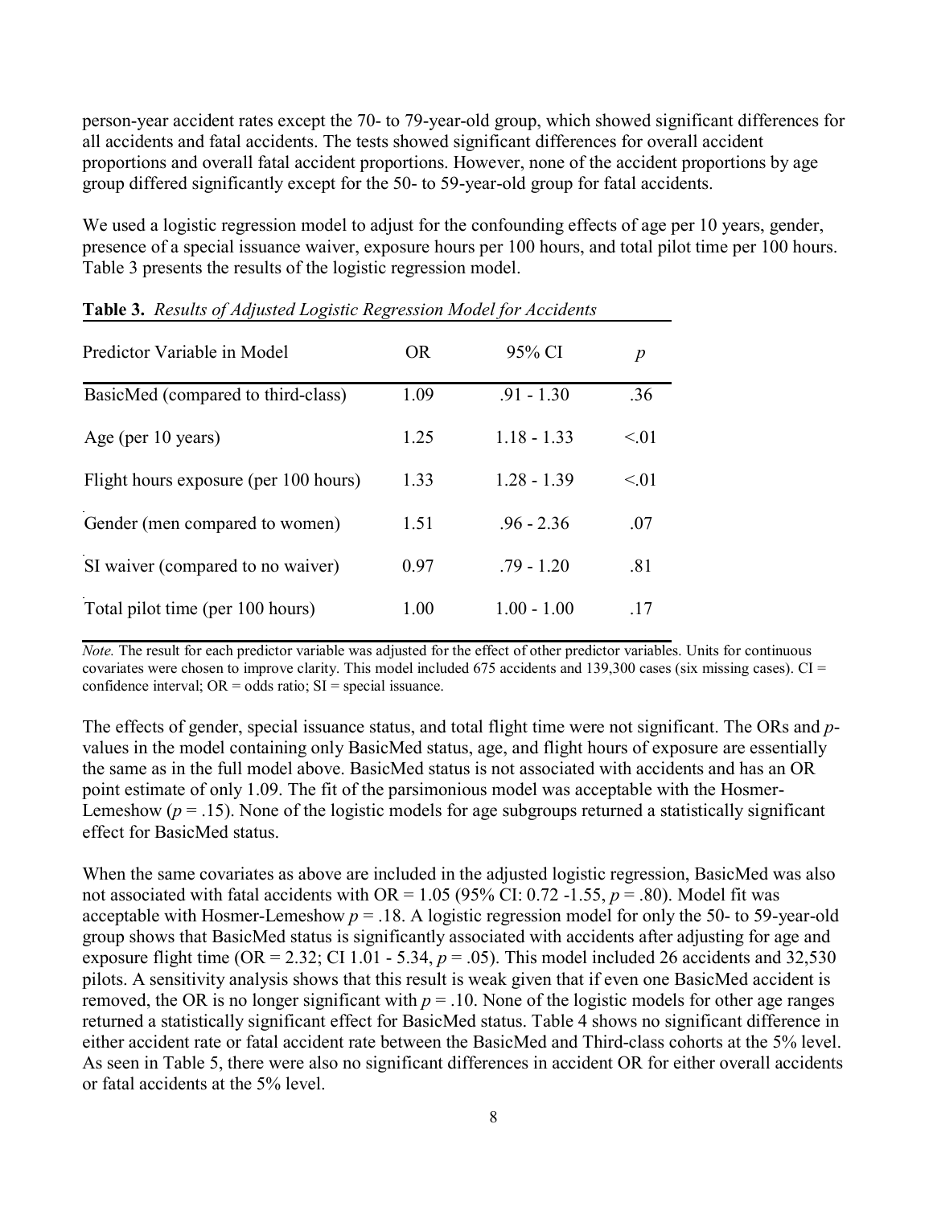person-year accident rates except the 70- to 79-year-old group, which showed significant differences for all accidents and fatal accidents. The tests showed significant differences for overall accident proportions and overall fatal accident proportions. However, none of the accident proportions by age group differed significantly except for the 50- to 59-year-old group for fatal accidents.

We used a logistic regression model to adjust for the confounding effects of age per 10 years, gender, presence of a special issuance waiver, exposure hours per 100 hours, and total pilot time per 100 hours. Table 3 presents the results of the logistic regression model.

**Table 3.** *Results of Adjusted Logistic Regression Model for Accidents*

| Predictor Variable in Model | OR | 95% CI | *p* |
|---|---|---|---|
| BasicMed (compared to third-class) | 1.09 | .91 - 1.30 | .36 |
| Age (per 10 years) | 1.25 | 1.18 - 1.33 | <.01 |
| Flight hours exposure (per 100 hours) | 1.33 | 1.28 - 1.39 | <.01 |
| Gender (men compared to women) | 1.51 | .96 - 2.36 | .07 |
| SI waiver (compared to no waiver) | 0.97 | .79 - 1.20 | .81 |
| Total pilot time (per 100 hours) | 1.00 | 1.00 - 1.00 | .17 |

*Note.* The result for each predictor variable was adjusted for the effect of other predictor variables. Units for continuous covariates were chosen to improve clarity. This model included 675 accidents and 139,300 cases (six missing cases). CI = confidence interval; OR = odds ratio; SI = special issuance.

The effects of gender, special issuance status, and total flight time were not significant. The ORs and *p*-values in the model containing only BasicMed status, age, and flight hours of exposure are essentially the same as in the full model above. BasicMed status is not associated with accidents and has an OR point estimate of only 1.09. The fit of the parsimonious model was acceptable with the Hosmer-Lemeshow ($p = .15$). None of the logistic models for age subgroups returned a statistically significant effect for BasicMed status.

When the same covariates as above are included in the adjusted logistic regression, BasicMed was also not associated with fatal accidents with OR = 1.05 (95% CI: 0.72 -1.55, $p = .80$). Model fit was acceptable with Hosmer-Lemeshow $p = .18$. A logistic regression model for only the 50- to 59-year-old group shows that BasicMed status is significantly associated with accidents after adjusting for age and exposure flight time (OR = 2.32; CI 1.01 - 5.34, $p = .05$). This model included 26 accidents and 32,530 pilots. A sensitivity analysis shows that this result is weak given that if even one BasicMed accident is removed, the OR is no longer significant with $p = .10$. None of the logistic models for other age ranges returned a statistically significant effect for BasicMed status. Table 4 shows no significant difference in either accident rate or fatal accident rate between the BasicMed and Third-class cohorts at the 5% level. As seen in Table 5, there were also no significant differences in accident OR for either overall accidents or fatal accidents at the 5% level.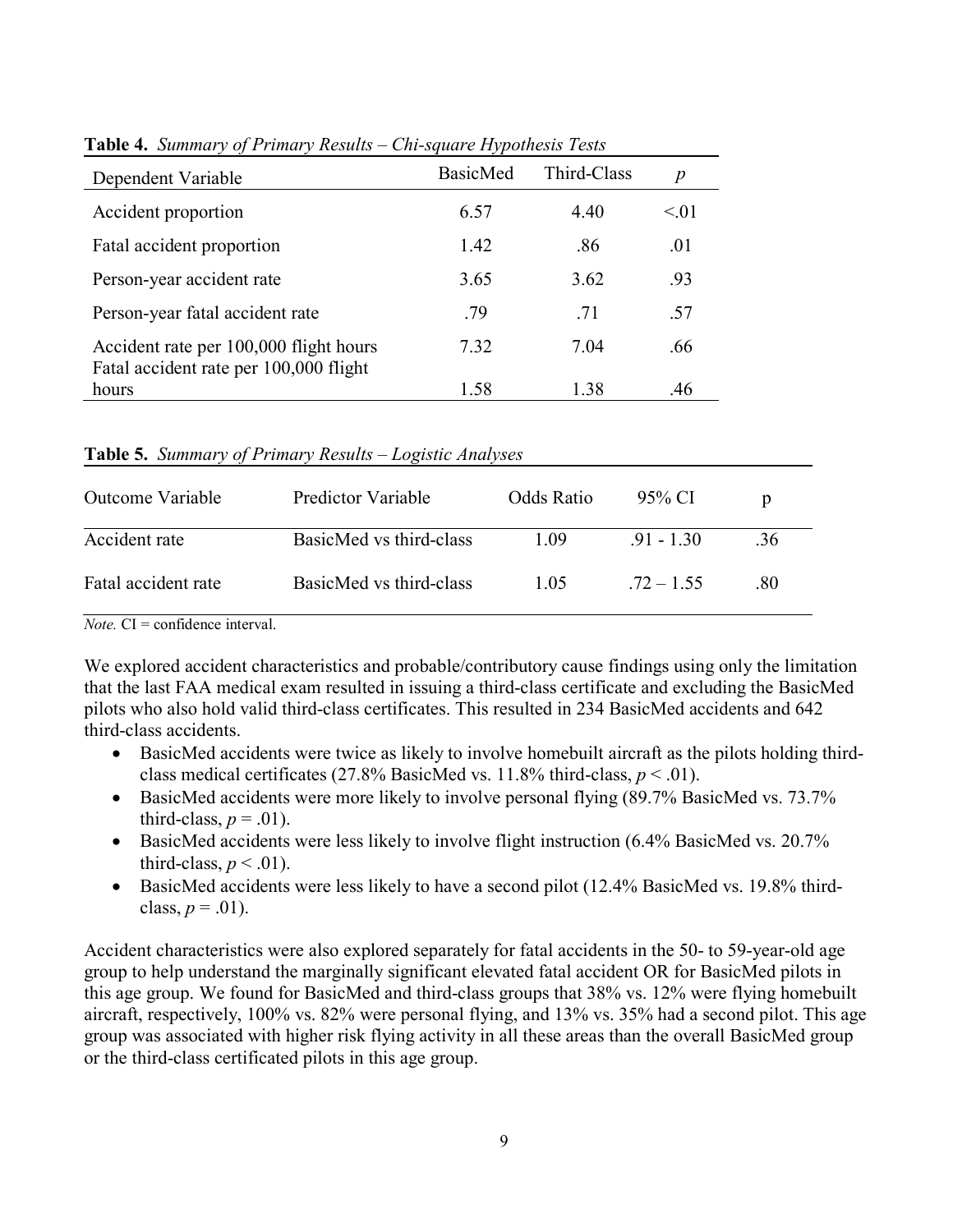**Table 4.** *Summary of Primary Results – Chi-square Hypothesis Tests*

| Dependent Variable | BasicMed | Third-Class | $p$ |
|---|---|---|---|
| Accident proportion | 6.57 | 4.40 | <.01 |
| Fatal accident proportion | 1.42 | .86 | .01 |
| Person-year accident rate | 3.65 | 3.62 | .93 |
| Person-year fatal accident rate | .79 | .71 | .57 |
| Accident rate per 100,000 flight hours | 7.32 | 7.04 | .66 |
| Fatal accident rate per 100,000 flight hours | 1.58 | 1.38 | .46 |

**Table 5.** *Summary of Primary Results – Logistic Analyses*

| Outcome Variable | Predictor Variable | Odds Ratio | 95% CI | p |
|---|---|---|---|---|
| Accident rate | BasicMed vs third-class | 1.09 | .91 - 1.30 | .36 |
| Fatal accident rate | BasicMed vs third-class | 1.05 | .72 – 1.55 | .80 |

*Note.* CI = confidence interval.

We explored accident characteristics and probable/contributory cause findings using only the limitation that the last FAA medical exam resulted in issuing a third-class certificate and excluding the BasicMed pilots who also hold valid third-class certificates. This resulted in 234 BasicMed accidents and 642 third-class accidents.

- BasicMed accidents were twice as likely to involve homebuilt aircraft as the pilots holding third-class medical certificates (27.8% BasicMed vs. 11.8% third-class, $p < .01$).
- BasicMed accidents were more likely to involve personal flying (89.7% BasicMed vs. 73.7% third-class, $p = .01$).
- BasicMed accidents were less likely to involve flight instruction (6.4% BasicMed vs. 20.7% third-class, $p < .01$).
- BasicMed accidents were less likely to have a second pilot (12.4% BasicMed vs. 19.8% third-class, $p = .01$).

Accident characteristics were also explored separately for fatal accidents in the 50- to 59-year-old age group to help understand the marginally significant elevated fatal accident OR for BasicMed pilots in this age group. We found for BasicMed and third-class groups that 38% vs. 12% were flying homebuilt aircraft, respectively, 100% vs. 82% were personal flying, and 13% vs. 35% had a second pilot. This age group was associated with higher risk flying activity in all these areas than the overall BasicMed group or the third-class certificated pilots in this age group.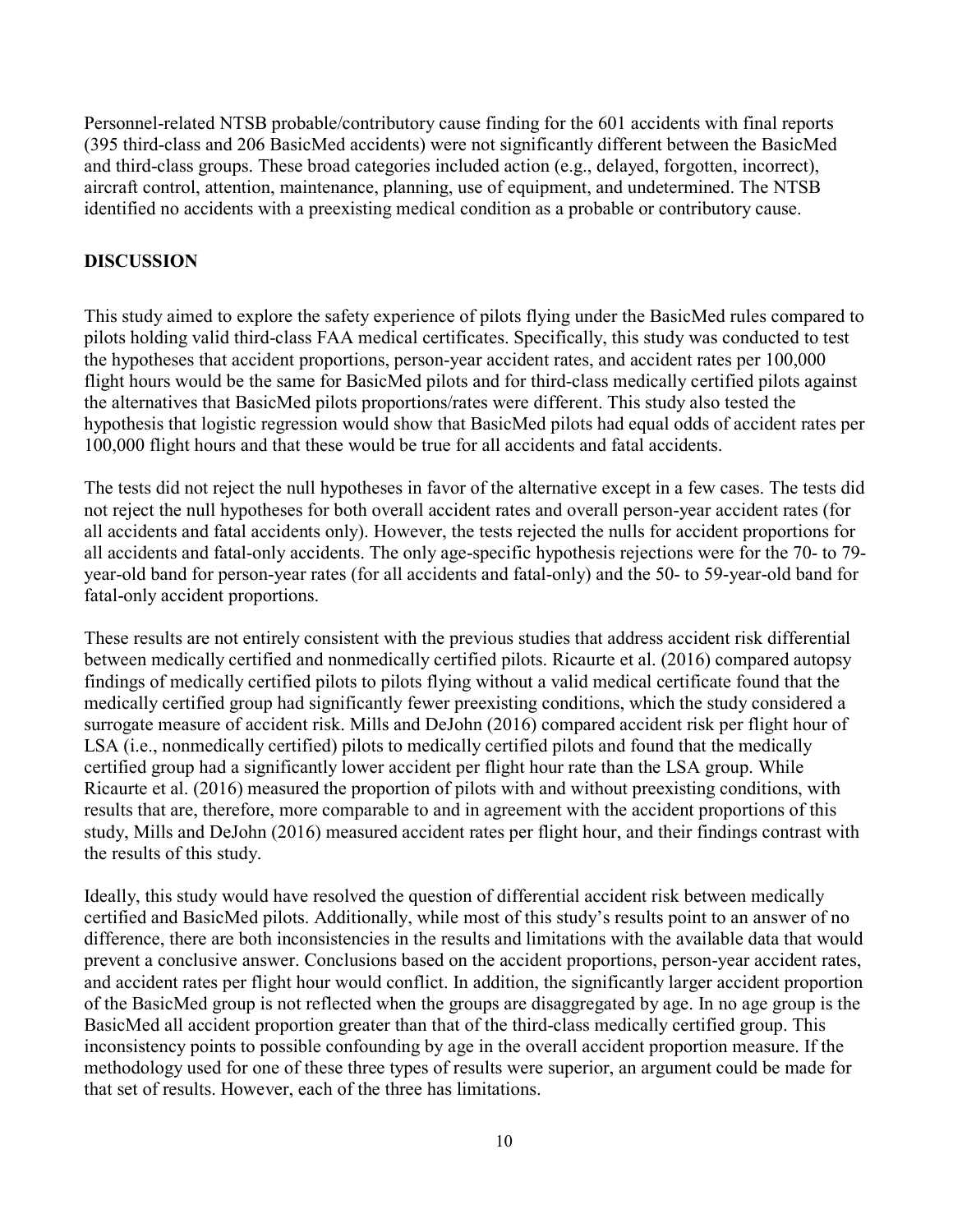Personnel-related NTSB probable/contributory cause finding for the 601 accidents with final reports (395 third-class and 206 BasicMed accidents) were not significantly different between the BasicMed and third-class groups. These broad categories included action (e.g., delayed, forgotten, incorrect), aircraft control, attention, maintenance, planning, use of equipment, and undetermined. The NTSB identified no accidents with a preexisting medical condition as a probable or contributory cause.

## DISCUSSION

This study aimed to explore the safety experience of pilots flying under the BasicMed rules compared to pilots holding valid third-class FAA medical certificates. Specifically, this study was conducted to test the hypotheses that accident proportions, person-year accident rates, and accident rates per 100,000 flight hours would be the same for BasicMed pilots and for third-class medically certified pilots against the alternatives that BasicMed pilots proportions/rates were different. This study also tested the hypothesis that logistic regression would show that BasicMed pilots had equal odds of accident rates per 100,000 flight hours and that these would be true for all accidents and fatal accidents.

The tests did not reject the null hypotheses in favor of the alternative except in a few cases. The tests did not reject the null hypotheses for both overall accident rates and overall person-year accident rates (for all accidents and fatal accidents only). However, the tests rejected the nulls for accident proportions for all accidents and fatal-only accidents. The only age-specific hypothesis rejections were for the 70- to 79-year-old band for person-year rates (for all accidents and fatal-only) and the 50- to 59-year-old band for fatal-only accident proportions.

These results are not entirely consistent with the previous studies that address accident risk differential between medically certified and nonmedically certified pilots. Ricaurte et al. (2016) compared autopsy findings of medically certified pilots to pilots flying without a valid medical certificate found that the medically certified group had significantly fewer preexisting conditions, which the study considered a surrogate measure of accident risk. Mills and DeJohn (2016) compared accident risk per flight hour of LSA (i.e., nonmedically certified) pilots to medically certified pilots and found that the medically certified group had a significantly lower accident per flight hour rate than the LSA group. While Ricaurte et al. (2016) measured the proportion of pilots with and without preexisting conditions, with results that are, therefore, more comparable to and in agreement with the accident proportions of this study, Mills and DeJohn (2016) measured accident rates per flight hour, and their findings contrast with the results of this study.

Ideally, this study would have resolved the question of differential accident risk between medically certified and BasicMed pilots. Additionally, while most of this study's results point to an answer of no difference, there are both inconsistencies in the results and limitations with the available data that would prevent a conclusive answer. Conclusions based on the accident proportions, person-year accident rates, and accident rates per flight hour would conflict. In addition, the significantly larger accident proportion of the BasicMed group is not reflected when the groups are disaggregated by age. In no age group is the BasicMed all accident proportion greater than that of the third-class medically certified group. This inconsistency points to possible confounding by age in the overall accident proportion measure. If the methodology used for one of these three types of results were superior, an argument could be made for that set of results. However, each of the three has limitations.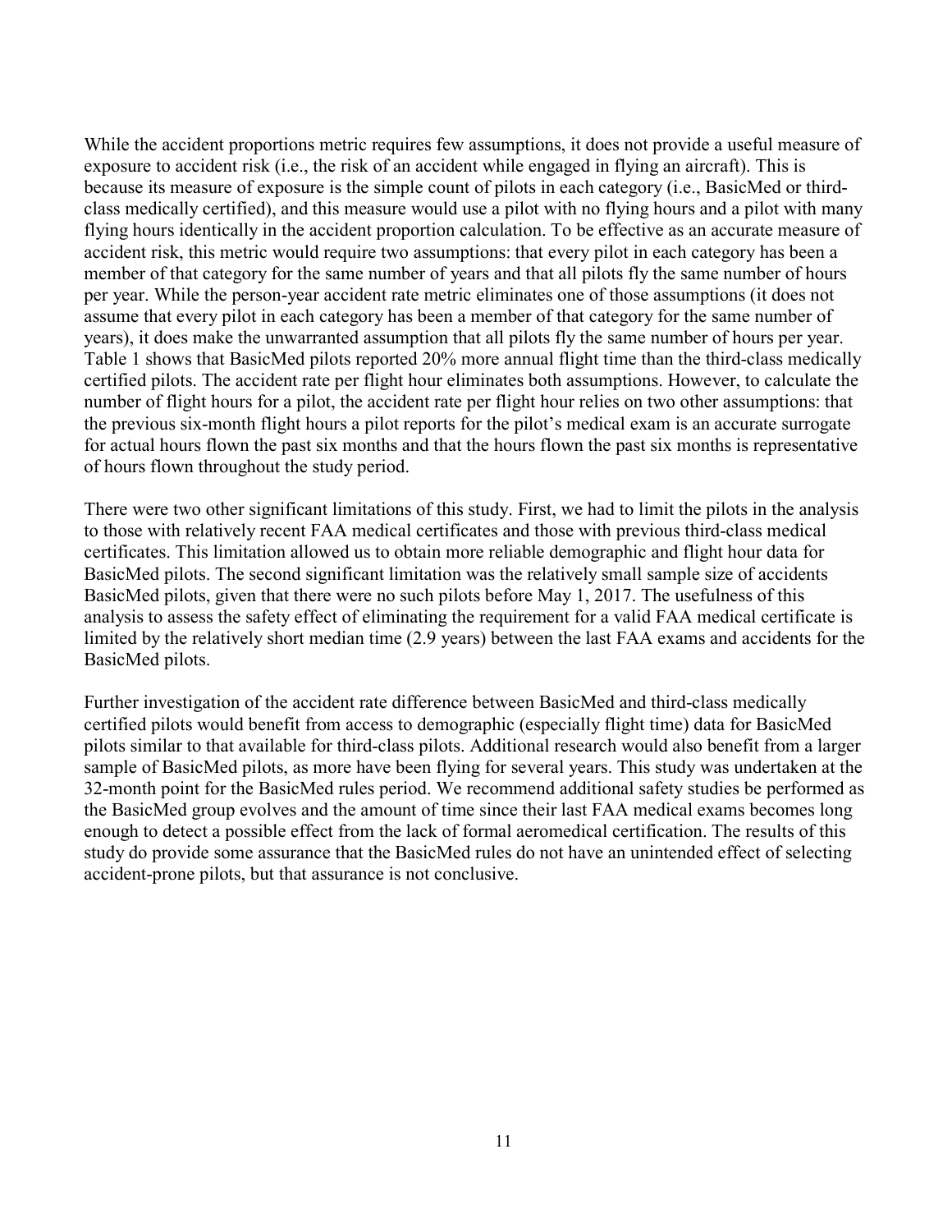While the accident proportions metric requires few assumptions, it does not provide a useful measure of exposure to accident risk (i.e., the risk of an accident while engaged in flying an aircraft). This is because its measure of exposure is the simple count of pilots in each category (i.e., BasicMed or third-class medically certified), and this measure would use a pilot with no flying hours and a pilot with many flying hours identically in the accident proportion calculation. To be effective as an accurate measure of accident risk, this metric would require two assumptions: that every pilot in each category has been a member of that category for the same number of years and that all pilots fly the same number of hours per year. While the person-year accident rate metric eliminates one of those assumptions (it does not assume that every pilot in each category has been a member of that category for the same number of years), it does make the unwarranted assumption that all pilots fly the same number of hours per year. Table 1 shows that BasicMed pilots reported 20% more annual flight time than the third-class medically certified pilots. The accident rate per flight hour eliminates both assumptions. However, to calculate the number of flight hours for a pilot, the accident rate per flight hour relies on two other assumptions: that the previous six-month flight hours a pilot reports for the pilot's medical exam is an accurate surrogate for actual hours flown the past six months and that the hours flown the past six months is representative of hours flown throughout the study period.

There were two other significant limitations of this study. First, we had to limit the pilots in the analysis to those with relatively recent FAA medical certificates and those with previous third-class medical certificates. This limitation allowed us to obtain more reliable demographic and flight hour data for BasicMed pilots. The second significant limitation was the relatively small sample size of accidents BasicMed pilots, given that there were no such pilots before May 1, 2017. The usefulness of this analysis to assess the safety effect of eliminating the requirement for a valid FAA medical certificate is limited by the relatively short median time (2.9 years) between the last FAA exams and accidents for the BasicMed pilots.

Further investigation of the accident rate difference between BasicMed and third-class medically certified pilots would benefit from access to demographic (especially flight time) data for BasicMed pilots similar to that available for third-class pilots. Additional research would also benefit from a larger sample of BasicMed pilots, as more have been flying for several years. This study was undertaken at the 32-month point for the BasicMed rules period. We recommend additional safety studies be performed as the BasicMed group evolves and the amount of time since their last FAA medical exams becomes long enough to detect a possible effect from the lack of formal aeromedical certification. The results of this study do provide some assurance that the BasicMed rules do not have an unintended effect of selecting accident-prone pilots, but that assurance is not conclusive.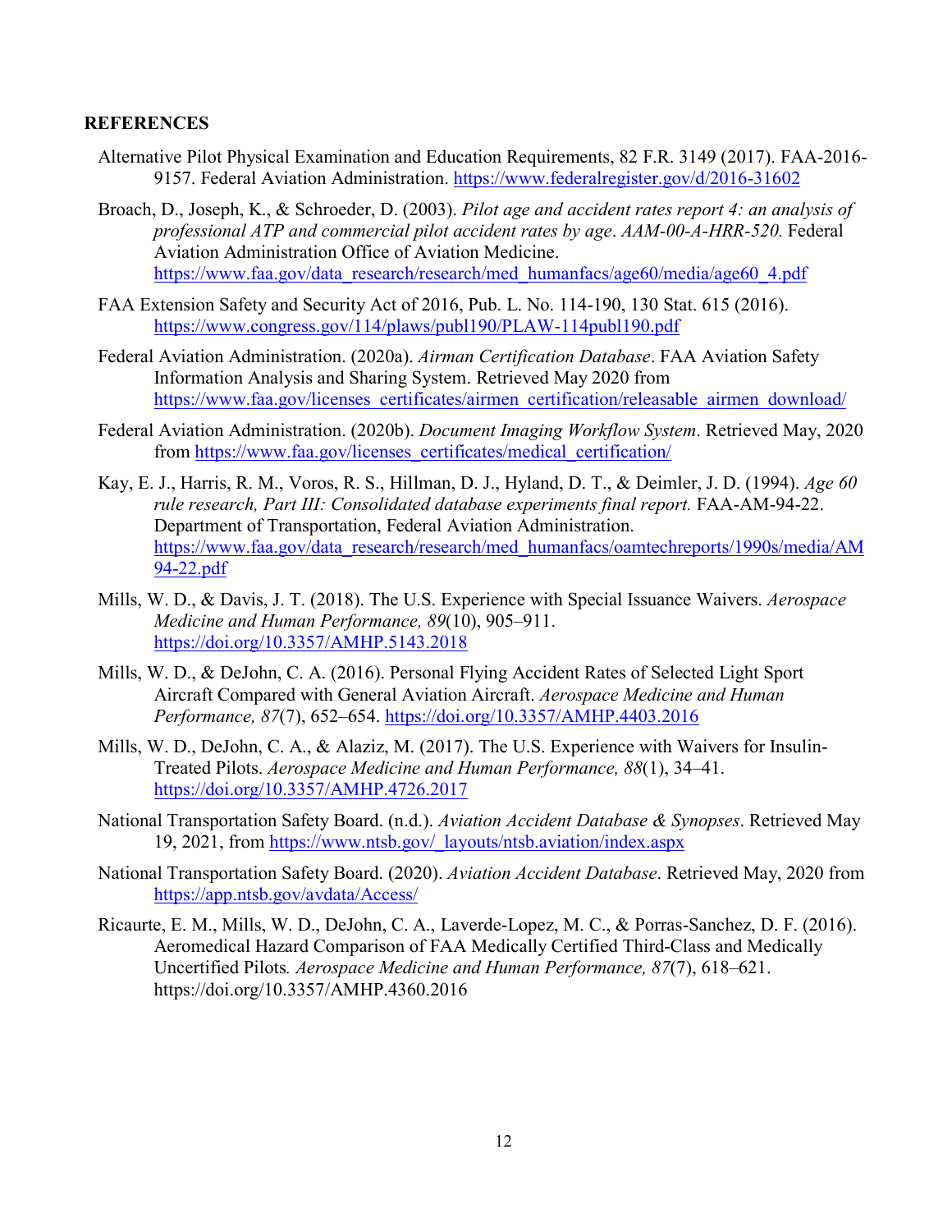**REFERENCES**

Alternative Pilot Physical Examination and Education Requirements, 82 F.R. 3149 (2017). FAA-2016-9157. Federal Aviation Administration. https://www.federalregister.gov/d/2016-31602

Broach, D., Joseph, K., & Schroeder, D. (2003). *Pilot age and accident rates report 4: an analysis of professional ATP and commercial pilot accident rates by age*. *AAM-00-A-HRR-520.* Federal Aviation Administration Office of Aviation Medicine. https://www.faa.gov/data_research/research/med_humanfacs/age60/media/age60_4.pdf

FAA Extension Safety and Security Act of 2016, Pub. L. No. 114-190, 130 Stat. 615 (2016). https://www.congress.gov/114/plaws/publ190/PLAW-114publ190.pdf

Federal Aviation Administration. (2020a). *Airman Certification Database*. FAA Aviation Safety Information Analysis and Sharing System. Retrieved May 2020 from https://www.faa.gov/licenses_certificates/airmen_certification/releasable_airmen_download/

Federal Aviation Administration. (2020b). *Document Imaging Workflow System*. Retrieved May, 2020 from https://www.faa.gov/licenses_certificates/medical_certification/

Kay, E. J., Harris, R. M., Voros, R. S., Hillman, D. J., Hyland, D. T., & Deimler, J. D. (1994). *Age 60 rule research, Part III: Consolidated database experiments final report.* FAA-AM-94-22. Department of Transportation, Federal Aviation Administration. https://www.faa.gov/data_research/research/med_humanfacs/oamtechreports/1990s/media/AM94-22.pdf

Mills, W. D., & Davis, J. T. (2018). The U.S. Experience with Special Issuance Waivers. *Aerospace Medicine and Human Performance, 89*(10), 905–911. https://doi.org/10.3357/AMHP.5143.2018

Mills, W. D., & DeJohn, C. A. (2016). Personal Flying Accident Rates of Selected Light Sport Aircraft Compared with General Aviation Aircraft. *Aerospace Medicine and Human Performance, 87*(7), 652–654. https://doi.org/10.3357/AMHP.4403.2016

Mills, W. D., DeJohn, C. A., & Alaziz, M. (2017). The U.S. Experience with Waivers for Insulin-Treated Pilots. *Aerospace Medicine and Human Performance, 88*(1), 34–41. https://doi.org/10.3357/AMHP.4726.2017

National Transportation Safety Board. (n.d.). *Aviation Accident Database & Synopses*. Retrieved May 19, 2021, from https://www.ntsb.gov/_layouts/ntsb.aviation/index.aspx

National Transportation Safety Board. (2020). *Aviation Accident Database*. Retrieved May, 2020 from https://app.ntsb.gov/avdata/Access/

Ricaurte, E. M., Mills, W. D., DeJohn, C. A., Laverde-Lopez, M. C., & Porras-Sanchez, D. F. (2016). Aeromedical Hazard Comparison of FAA Medically Certified Third-Class and Medically Uncertified Pilots*. Aerospace Medicine and Human Performance, 87*(7), 618–621. https://doi.org/10.3357/AMHP.4360.2016